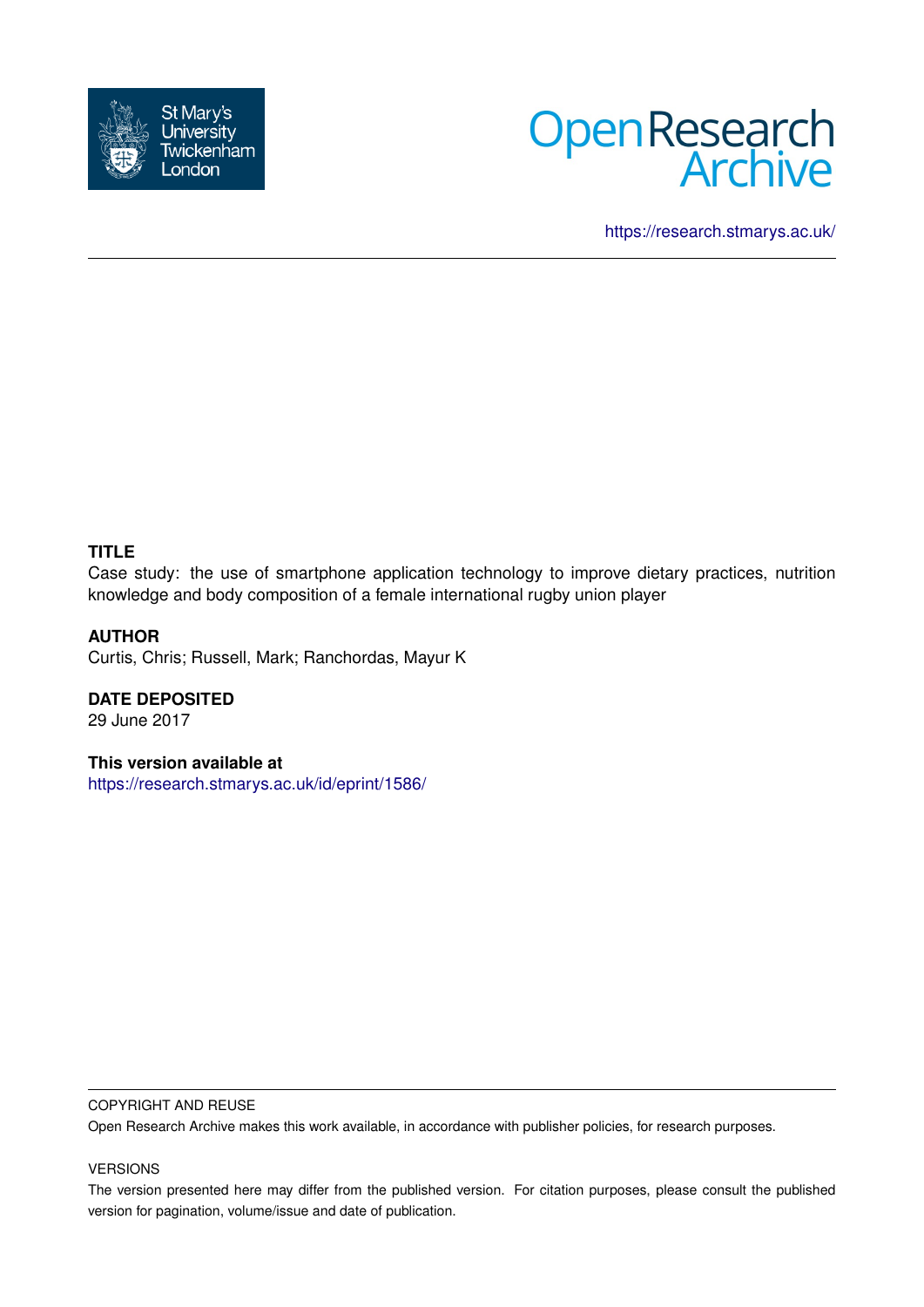St Mary's University Twickenham London

Open Research Archive

https://research.stmarys.ac.uk/

**TITLE**

Case study: the use of smartphone application technology to improve dietary practices, nutrition knowledge and body composition of a female international rugby union player

**AUTHOR**

Curtis, Chris; Russell, Mark; Ranchordas, Mayur K

**DATE DEPOSITED**

29 June 2017

**This version available at**

https://research.stmarys.ac.uk/id/eprint/1586/

COPYRIGHT AND REUSE

Open Research Archive makes this work available, in accordance with publisher policies, for research purposes.

VERSIONS

The version presented here may differ from the published version. For citation purposes, please consult the published version for pagination, volume/issue and date of publication.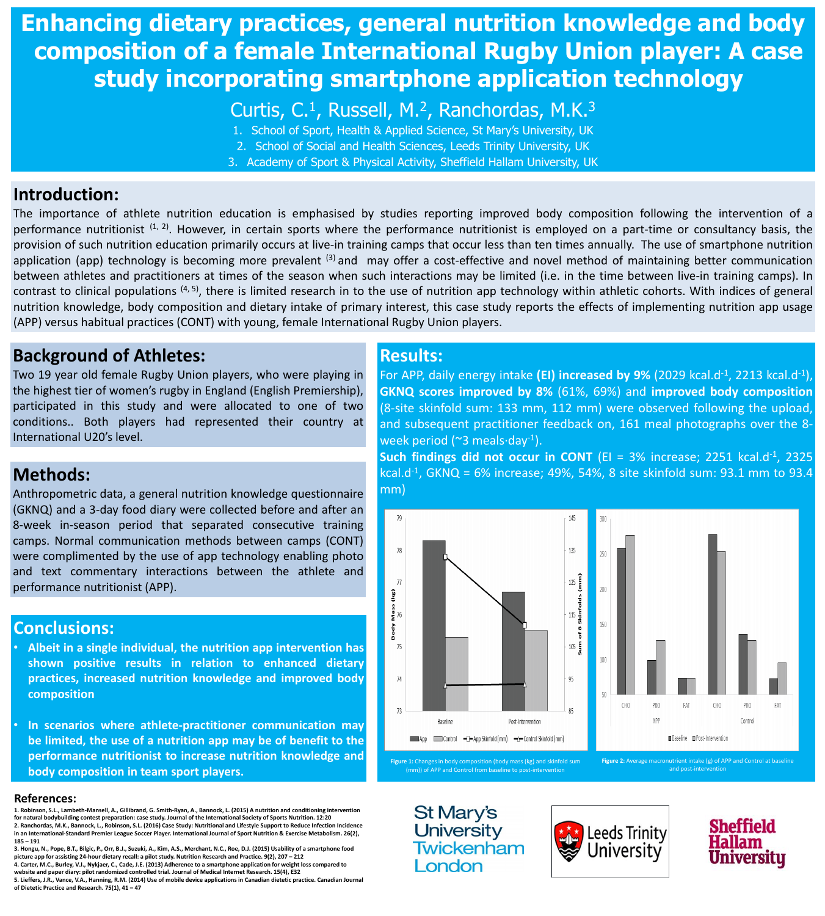# Enhancing dietary practices, general nutrition knowledge and body composition of a female International Rugby Union player: A case study incorporating smartphone application technology

Curtis, C.[1], Russell, M.[2], Ranchordas, M.K.[3]

1. School of Sport, Health & Applied Science, St Mary's University, UK
2. School of Social and Health Sciences, Leeds Trinity University, UK
3. Academy of Sport & Physical Activity, Sheffield Hallam University, UK

## Introduction:

The importance of athlete nutrition education is emphasised by studies reporting improved body composition following the intervention of a performance nutritionist [1, 2]. However, in certain sports where the performance nutritionist is employed on a part-time or consultancy basis, the provision of such nutrition education primarily occurs at live-in training camps that occur less than ten times annually. The use of smartphone nutrition application (app) technology is becoming more prevalent [3] and may offer a cost-effective and novel method of maintaining better communication between athletes and practitioners at times of the season when such interactions may be limited (i.e. in the time between live-in training camps). In contrast to clinical populations [4, 5], there is limited research in to the use of nutrition app technology within athletic cohorts. With indices of general nutrition knowledge, body composition and dietary intake of primary interest, this case study reports the effects of implementing nutrition app usage (APP) versus habitual practices (CONT) with young, female International Rugby Union players.

## Background of Athletes:

Two 19 year old female Rugby Union players, who were playing in the highest tier of women's rugby in England (English Premiership), participated in this study and were allocated to one of two conditions.. Both players had represented their country at International U20's level.

## Methods:

Anthropometric data, a general nutrition knowledge questionnaire (GKNQ) and a 3-day food diary were collected before and after an 8-week in-season period that separated consecutive training camps. Normal communication methods between camps (CONT) were complimented by the use of app technology enabling photo and text commentary interactions between the athlete and performance nutritionist (APP).

## Conclusions:

- **Albeit in a single individual, the nutrition app intervention has shown positive results in relation to enhanced dietary practices, increased nutrition knowledge and improved body composition**
- **In scenarios where athlete-practitioner communication may be limited, the use of a nutrition app may be of benefit to the performance nutritionist to increase nutrition knowledge and body composition in team sport players.**

## Results:

For APP, daily energy intake **(EI) increased by 9%** (2029 kcal.d$^{-1}$, 2213 kcal.d$^{-1}$), **GKNQ scores improved by 8%** (61%, 69%) and **improved body composition** (8-site skinfold sum: 133 mm, 112 mm) were observed following the upload, and subsequent practitioner feedback on, 161 meal photographs over the 8-week period (~3 meals·day$^{-1}$).

**Such findings did not occur in CONT** (EI = 3% increase; 2251 kcal.d$^{-1}$, 2325 kcal.d$^{-1}$, GKNQ = 6% increase; 49%, 54%, 8 site skinfold sum: 93.1 mm to 93.4 mm)

Body Mass (kg)
79
78
77
76
75
74
73
Sum of 8 Skinfolds (mm)
145
135
125
115
105
95
85
Baseline
Post-Intervention
App
Control
App Skinfold (mm)
Control Skinfold (mm)

**Figure 1:** Changes in body composition (body mass (kg) and skinfold sum (mm)) of APP and Control from baseline to post-intervention

300
250
200
150
100
50
CHO
PRO
FAT
CHO
PRO
FAT
APP
Control
Baseline
Post-Intervention

**Figure 2:** Average macronutrient intake (g) of APP and Control at baseline and post-intervention

## References:

1. Robinson, S.L., Lambeth-Mansell, A., Gillibrand, G. Smith-Ryan, A., Bannock, L. (2015) A nutrition and conditioning intervention for natural bodybuilding contest preparation: case study. Journal of the International Society of Sports Nutrition. 12:20
2. Ranchordas, M.K., Bannock, L., Robinson, S.L. (2016) Case Study: Nutritional and Lifestyle Support to Reduce Infection Incidence in an International-Standard Premier League Soccer Player. International Journal of Sport Nutrition & Exercise Metabolism. 26(2), 185 – 191
3. Hongu, N., Pope, B.T., Bilgic, P., Orr, B.J., Suzuki, A., Kim, A.S., Merchant, N.C., Roe, D.J. (2015) Usability of a smartphone food picture app for assisting 24-hour dietary recall: a pilot study. Nutrition Research and Practice. 9(2), 207 – 212
4. Carter, M.C., Burley, V.J., Nykjaer, C., Cade, J.E. (2013) Adherence to a smartphone application for weight loss compared to website and paper diary: pilot randomized controlled trial. Journal of Medical Internet Research. 15(4), E32
5. Lieffers, J.R., Vance, V.A., Hanning, R.M. (2014) Use of mobile device applications in Canadian dietetic practice. Canadian Journal of Dietetic Practice and Research. 75(1), 41 – 47

St Mary's University Twickenham London

Leeds Trinity University

Sheffield Hallam University